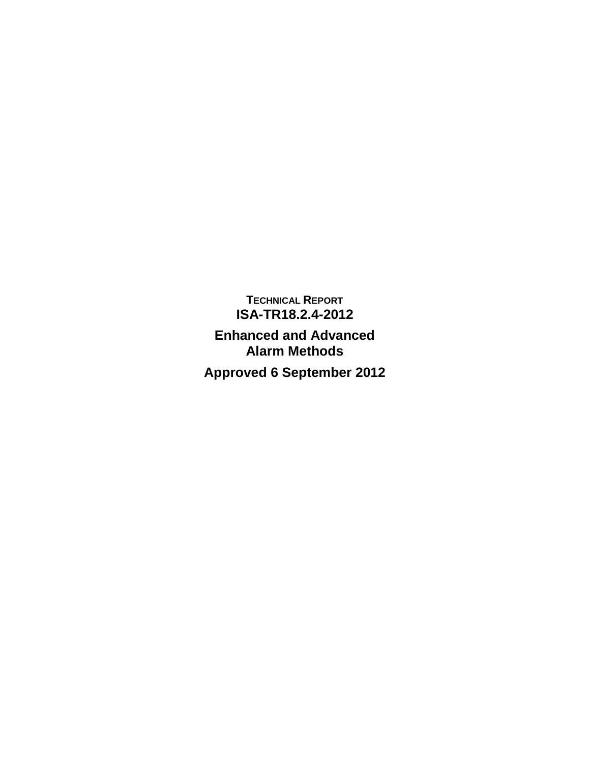**TECHNICAL REPORT**

# ISA-TR18.2.4-2012

## Enhanced and Advanced Alarm Methods

**Approved 6 September 2012**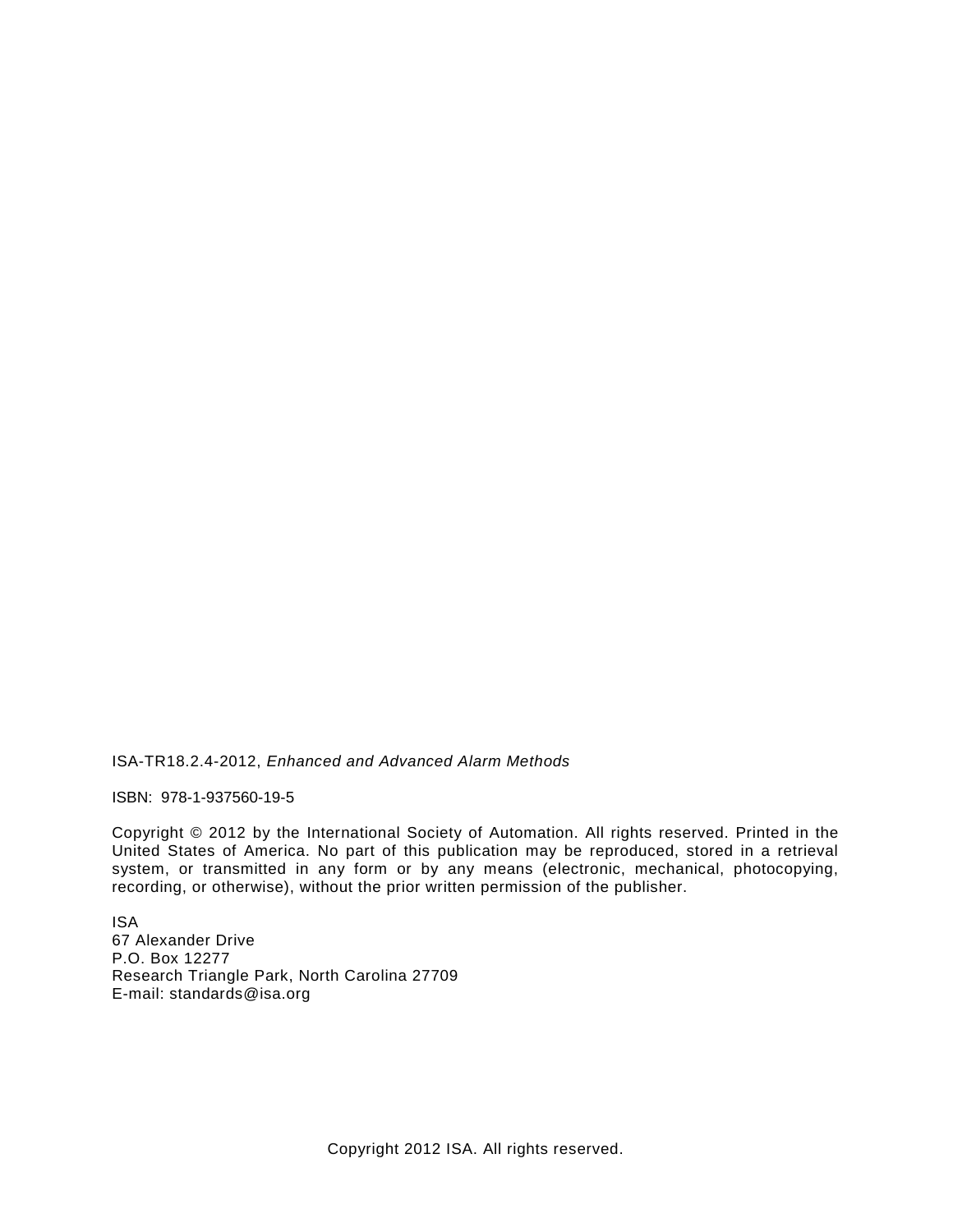ISA-TR18.2.4-2012, *Enhanced and Advanced Alarm Methods*

ISBN: 978-1-937560-19-5

Copyright © 2012 by the International Society of Automation. All rights reserved. Printed in the United States of America. No part of this publication may be reproduced, stored in a retrieval system, or transmitted in any form or by any means (electronic, mechanical, photocopying, recording, or otherwise), without the prior written permission of the publisher.

ISA
67 Alexander Drive
P.O. Box 12277
Research Triangle Park, North Carolina 27709
E-mail: standards@isa.org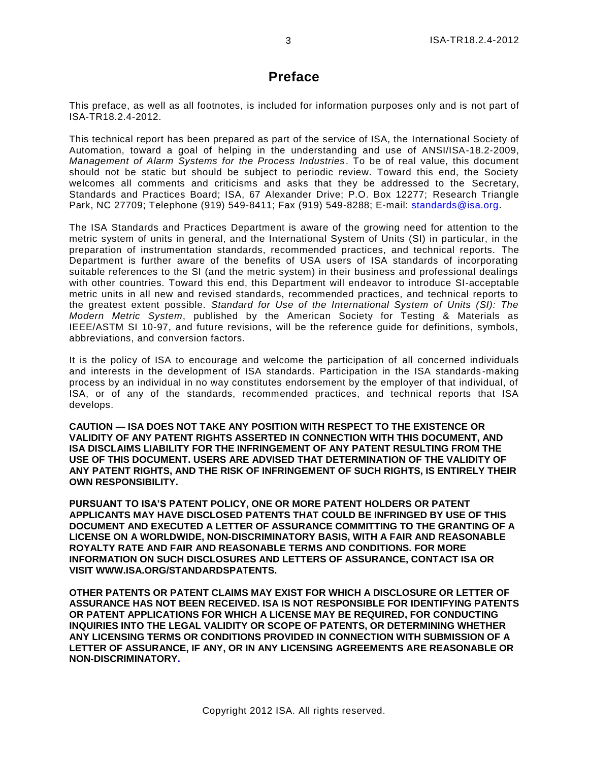# Preface

This preface, as well as all footnotes, is included for information purposes only and is not part of ISA-TR18.2.4-2012.

This technical report has been prepared as part of the service of ISA, the International Society of Automation, toward a goal of helping in the understanding and use of ANSI/ISA-18.2-2009, *Management of Alarm Systems for the Process Industries*. To be of real value, this document should not be static but should be subject to periodic review. Toward this end, the Society welcomes all comments and criticisms and asks that they be addressed to the Secretary, Standards and Practices Board; ISA, 67 Alexander Drive; P.O. Box 12277; Research Triangle Park, NC 27709; Telephone (919) 549-8411; Fax (919) 549-8288; E-mail: standards@isa.org.

The ISA Standards and Practices Department is aware of the growing need for attention to the metric system of units in general, and the International System of Units (SI) in particular, in the preparation of instrumentation standards, recommended practices, and technical reports. The Department is further aware of the benefits of USA users of ISA standards of incorporating suitable references to the SI (and the metric system) in their business and professional dealings with other countries. Toward this end, this Department will endeavor to introduce SI-acceptable metric units in all new and revised standards, recommended practices, and technical reports to the greatest extent possible. *Standard for Use of the International System of Units (SI): The Modern Metric System*, published by the American Society for Testing & Materials as IEEE/ASTM SI 10-97, and future revisions, will be the reference guide for definitions, symbols, abbreviations, and conversion factors.

It is the policy of ISA to encourage and welcome the participation of all concerned individuals and interests in the development of ISA standards. Participation in the ISA standards-making process by an individual in no way constitutes endorsement by the employer of that individual, of ISA, or of any of the standards, recommended practices, and technical reports that ISA develops.

**CAUTION — ISA DOES NOT TAKE ANY POSITION WITH RESPECT TO THE EXISTENCE OR VALIDITY OF ANY PATENT RIGHTS ASSERTED IN CONNECTION WITH THIS DOCUMENT, AND ISA DISCLAIMS LIABILITY FOR THE INFRINGEMENT OF ANY PATENT RESULTING FROM THE USE OF THIS DOCUMENT. USERS ARE ADVISED THAT DETERMINATION OF THE VALIDITY OF ANY PATENT RIGHTS, AND THE RISK OF INFRINGEMENT OF SUCH RIGHTS, IS ENTIRELY THEIR OWN RESPONSIBILITY.**

**PURSUANT TO ISA'S PATENT POLICY, ONE OR MORE PATENT HOLDERS OR PATENT APPLICANTS MAY HAVE DISCLOSED PATENTS THAT COULD BE INFRINGED BY USE OF THIS DOCUMENT AND EXECUTED A LETTER OF ASSURANCE COMMITTING TO THE GRANTING OF A LICENSE ON A WORLDWIDE, NON-DISCRIMINATORY BASIS, WITH A FAIR AND REASONABLE ROYALTY RATE AND FAIR AND REASONABLE TERMS AND CONDITIONS. FOR MORE INFORMATION ON SUCH DISCLOSURES AND LETTERS OF ASSURANCE, CONTACT ISA OR VISIT WWW.ISA.ORG/STANDARDSPATENTS.**

**OTHER PATENTS OR PATENT CLAIMS MAY EXIST FOR WHICH A DISCLOSURE OR LETTER OF ASSURANCE HAS NOT BEEN RECEIVED. ISA IS NOT RESPONSIBLE FOR IDENTIFYING PATENTS OR PATENT APPLICATIONS FOR WHICH A LICENSE MAY BE REQUIRED, FOR CONDUCTING INQUIRIES INTO THE LEGAL VALIDITY OR SCOPE OF PATENTS, OR DETERMINING WHETHER ANY LICENSING TERMS OR CONDITIONS PROVIDED IN CONNECTION WITH SUBMISSION OF A LETTER OF ASSURANCE, IF ANY, OR IN ANY LICENSING AGREEMENTS ARE REASONABLE OR NON-DISCRIMINATORY.**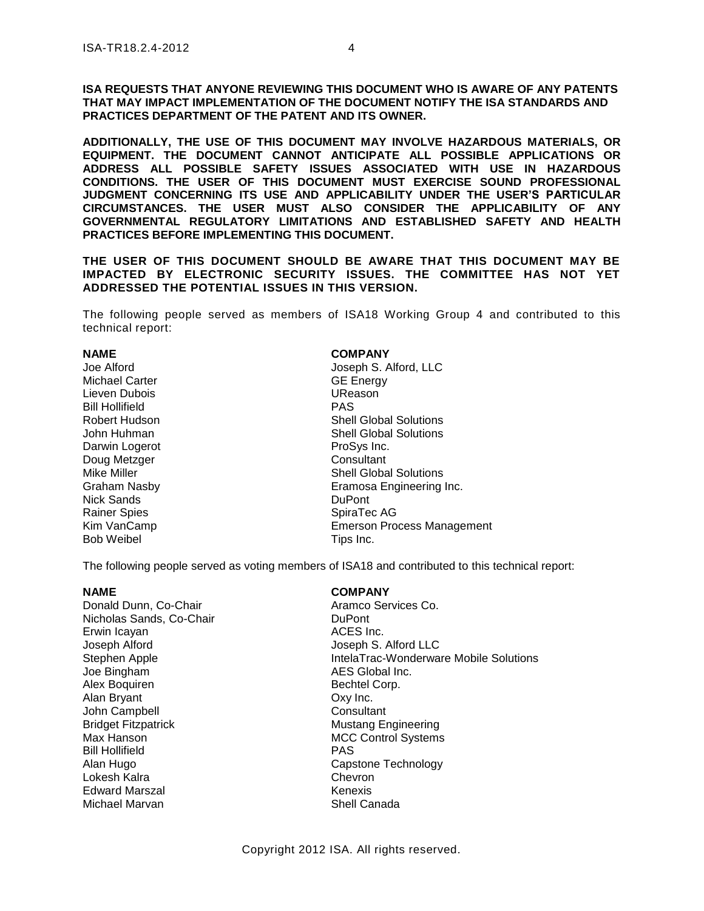**ISA REQUESTS THAT ANYONE REVIEWING THIS DOCUMENT WHO IS AWARE OF ANY PATENTS THAT MAY IMPACT IMPLEMENTATION OF THE DOCUMENT NOTIFY THE ISA STANDARDS AND PRACTICES DEPARTMENT OF THE PATENT AND ITS OWNER.**

**ADDITIONALLY, THE USE OF THIS DOCUMENT MAY INVOLVE HAZARDOUS MATERIALS, OR EQUIPMENT. THE DOCUMENT CANNOT ANTICIPATE ALL POSSIBLE APPLICATIONS OR ADDRESS ALL POSSIBLE SAFETY ISSUES ASSOCIATED WITH USE IN HAZARDOUS CONDITIONS. THE USER OF THIS DOCUMENT MUST EXERCISE SOUND PROFESSIONAL JUDGMENT CONCERNING ITS USE AND APPLICABILITY UNDER THE USER'S PARTICULAR CIRCUMSTANCES. THE USER MUST ALSO CONSIDER THE APPLICABILITY OF ANY GOVERNMENTAL REGULATORY LIMITATIONS AND ESTABLISHED SAFETY AND HEALTH PRACTICES BEFORE IMPLEMENTING THIS DOCUMENT.**

**THE USER OF THIS DOCUMENT SHOULD BE AWARE THAT THIS DOCUMENT MAY BE IMPACTED BY ELECTRONIC SECURITY ISSUES. THE COMMITTEE HAS NOT YET ADDRESSED THE POTENTIAL ISSUES IN THIS VERSION.**

The following people served as members of ISA18 Working Group 4 and contributed to this technical report:

| **NAME** | **COMPANY** |
|---|---|
| Joe Alford | Joseph S. Alford, LLC |
| Michael Carter | GE Energy |
| Lieven Dubois | UReason |
| Bill Hollifield | PAS |
| Robert Hudson | Shell Global Solutions |
| John Huhman | Shell Global Solutions |
| Darwin Logerot | ProSys Inc. |
| Doug Metzger | Consultant |
| Mike Miller | Shell Global Solutions |
| Graham Nasby | Eramosa Engineering Inc. |
| Nick Sands | DuPont |
| Rainer Spies | SpiraTec AG |
| Kim VanCamp | Emerson Process Management |
| Bob Weibel | Tips Inc. |

The following people served as voting members of ISA18 and contributed to this technical report:

| **NAME** | **COMPANY** |
|---|---|
| Donald Dunn, Co-Chair | Aramco Services Co. |
| Nicholas Sands, Co-Chair | DuPont |
| Erwin Icayan | ACES Inc. |
| Joseph Alford | Joseph S. Alford LLC |
| Stephen Apple | IntelaTrac-Wonderware Mobile Solutions |
| Joe Bingham | AES Global Inc. |
| Alex Boquiren | Bechtel Corp. |
| Alan Bryant | Oxy Inc. |
| John Campbell | Consultant |
| Bridget Fitzpatrick | Mustang Engineering |
| Max Hanson | MCC Control Systems |
| Bill Hollifield | PAS |
| Alan Hugo | Capstone Technology |
| Lokesh Kalra | Chevron |
| Edward Marszal | Kenexis |
| Michael Marvan | Shell Canada |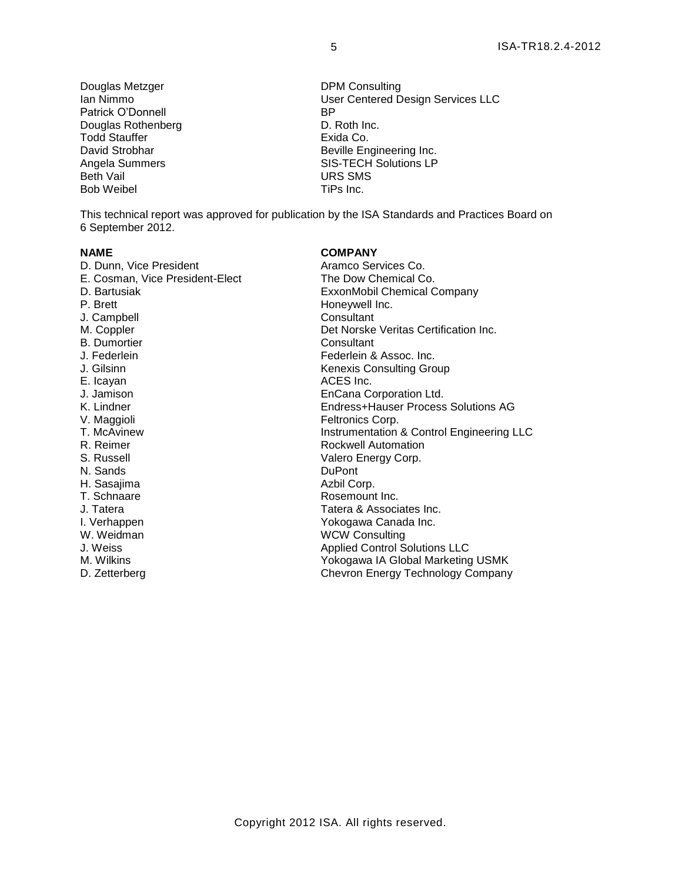| | |
|---|---|
| Douglas Metzger | DPM Consulting |
| Ian Nimmo | User Centered Design Services LLC |
| Patrick O'Donnell | BP |
| Douglas Rothenberg | D. Roth Inc. |
| Todd Stauffer | Exida Co. |
| David Strobhar | Beville Engineering Inc. |
| Angela Summers | SIS-TECH Solutions LP |
| Beth Vail | URS SMS |
| Bob Weibel | TiPs Inc. |

This technical report was approved for publication by the ISA Standards and Practices Board on 6 September 2012.

| **NAME** | **COMPANY** |
|---|---|
| D. Dunn, Vice President | Aramco Services Co. |
| E. Cosman, Vice President-Elect | The Dow Chemical Co. |
| D. Bartusiak | ExxonMobil Chemical Company |
| P. Brett | Honeywell Inc. |
| J. Campbell | Consultant |
| M. Coppler | Det Norske Veritas Certification Inc. |
| B. Dumortier | Consultant |
| J. Federlein | Federlein & Assoc. Inc. |
| J. Gilsinn | Kenexis Consulting Group |
| E. Icayan | ACES Inc. |
| J. Jamison | EnCana Corporation Ltd. |
| K. Lindner | Endress+Hauser Process Solutions AG |
| V. Maggioli | Feltronics Corp. |
| T. McAvinew | Instrumentation & Control Engineering LLC |
| R. Reimer | Rockwell Automation |
| S. Russell | Valero Energy Corp. |
| N. Sands | DuPont |
| H. Sasajima | Azbil Corp. |
| T. Schnaare | Rosemount Inc. |
| J. Tatera | Tatera & Associates Inc. |
| I. Verhappen | Yokogawa Canada Inc. |
| W. Weidman | WCW Consulting |
| J. Weiss | Applied Control Solutions LLC |
| M. Wilkins | Yokogawa IA Global Marketing USMK |
| D. Zetterberg | Chevron Energy Technology Company |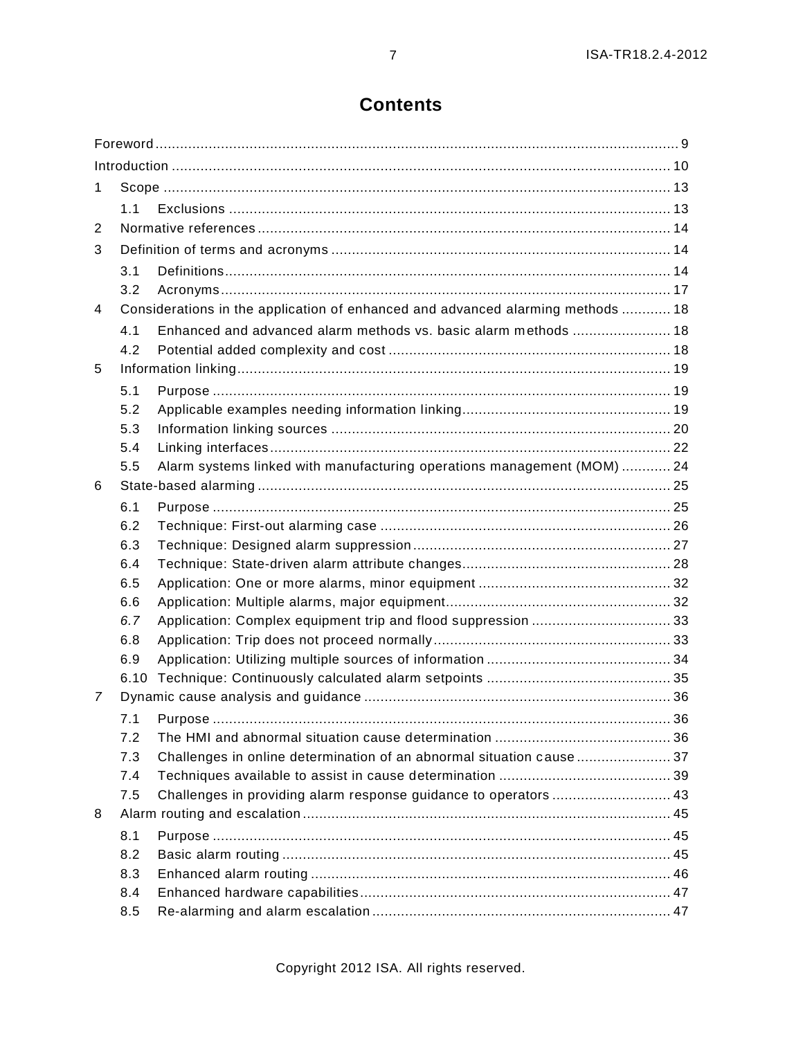# Contents

Foreword ........................................................................................................................ 9

Introduction ................................................................................................................... 10

1 Scope ......................................................................................................................... 13

  1.1 Exclusions ............................................................................................................. 13

2 Normative references .................................................................................................. 14

3 Definition of terms and acronyms ................................................................................. 14

  3.1 Definitions ............................................................................................................. 14

  3.2 Acronyms ............................................................................................................... 17

4 Considerations in the application of enhanced and advanced alarming methods ............ 18

  4.1 Enhanced and advanced alarm methods vs. basic alarm methods ........................ 18

  4.2 Potential added complexity and cost ..................................................................... 18

5 Information linking ....................................................................................................... 19

  5.1 Purpose ................................................................................................................. 19

  5.2 Applicable examples needing information linking ................................................... 19

  5.3 Information linking sources .................................................................................... 20

  5.4 Linking interfaces ................................................................................................... 22

  5.5 Alarm systems linked with manufacturing operations management (MOM) ............ 24

6 State-based alarming ................................................................................................... 25

  6.1 Purpose ................................................................................................................. 25

  6.2 Technique: First-out alarming case ........................................................................ 26

  6.3 Technique: Designed alarm suppression ................................................................ 27

  6.4 Technique: State-driven alarm attribute changes .................................................... 28

  6.5 Application: One or more alarms, minor equipment ............................................... 32

  6.6 Application: Multiple alarms, major equipment ....................................................... 32

  *6.7* Application: Complex equipment trip and flood suppression .................................. 33

  6.8 Application: Trip does not proceed normally ........................................................... 33

  6.9 Application: Utilizing multiple sources of information ............................................. 34

  6.10 Technique: Continuously calculated alarm setpoints ............................................. 35

*7* Dynamic cause analysis and guidance ........................................................................ 36

  7.1 Purpose ................................................................................................................. 36

  7.2 The HMI and abnormal situation cause determination ........................................... 36

  7.3 Challenges in online determination of an abnormal situation cause ....................... 37

  7.4 Techniques available to assist in cause determination ........................................... 39

  7.5 Challenges in providing alarm response guidance to operators ............................. 43

8 Alarm routing and escalation ....................................................................................... 45

  8.1 Purpose ................................................................................................................. 45

  8.2 Basic alarm routing ................................................................................................ 45

  8.3 Enhanced alarm routing ......................................................................................... 46

  8.4 Enhanced hardware capabilities ............................................................................. 47

  8.5 Re-alarming and alarm escalation .......................................................................... 47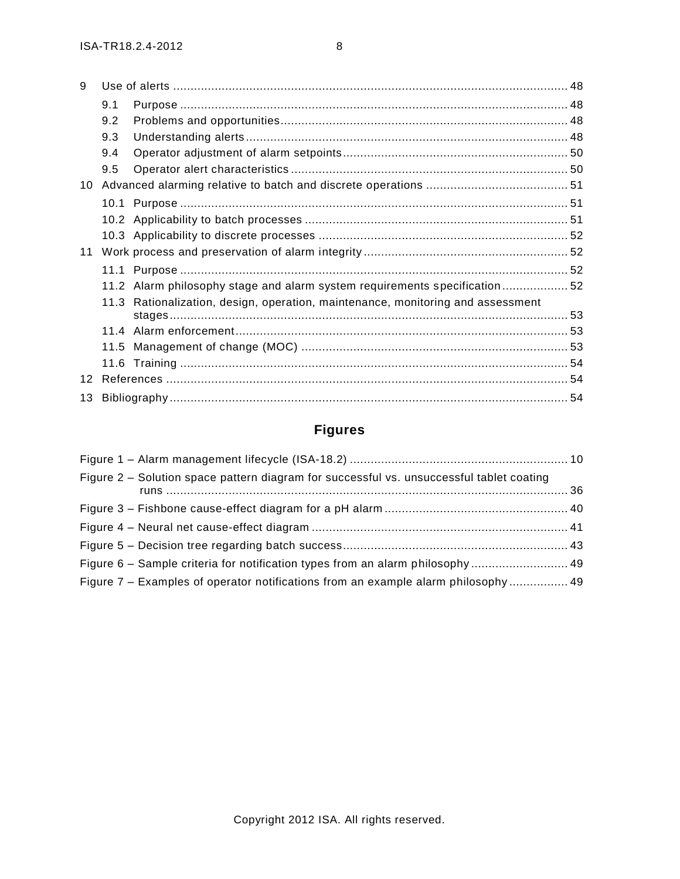9 Use of alerts ..................................................................................................................... 48

 9.1 Purpose ................................................................................................................. 48
 9.2 Problems and opportunities .................................................................................... 48
 9.3 Understanding alerts .............................................................................................. 48
 9.4 Operator adjustment of alarm setpoints .................................................................. 50
 9.5 Operator alert characteristics ................................................................................. 50

10 Advanced alarming relative to batch and discrete operations ........................................... 51

 10.1 Purpose ................................................................................................................. 51
 10.2 Applicability to batch processes ............................................................................. 51
 10.3 Applicability to discrete processes ......................................................................... 52

11 Work process and preservation of alarm integrity ............................................................ 52

 11.1 Purpose ................................................................................................................. 52
 11.2 Alarm philosophy stage and alarm system requirements specification .................... 52
 11.3 Rationalization, design, operation, maintenance, monitoring and assessment stages ..................................................................................................................... 53
 11.4 Alarm enforcement ................................................................................................. 53
 11.5 Management of change (MOC) .............................................................................. 53
 11.6 Training ................................................................................................................. 54

12 References ..................................................................................................................... 54

13 Bibliography .................................................................................................................... 54

## Figures

Figure 1 – Alarm management lifecycle (ISA-18.2) ................................................................ 10

Figure 2 – Solution space pattern diagram for successful vs. unsuccessful tablet coating runs ..................................................................................................................................... 36

Figure 3 – Fishbone cause-effect diagram for a pH alarm ...................................................... 40

Figure 4 – Neural net cause-effect diagram ........................................................................... 41

Figure 5 – Decision tree regarding batch success .................................................................. 43

Figure 6 – Sample criteria for notification types from an alarm philosophy ............................. 49

Figure 7 – Examples of operator notifications from an example alarm philosophy .................. 49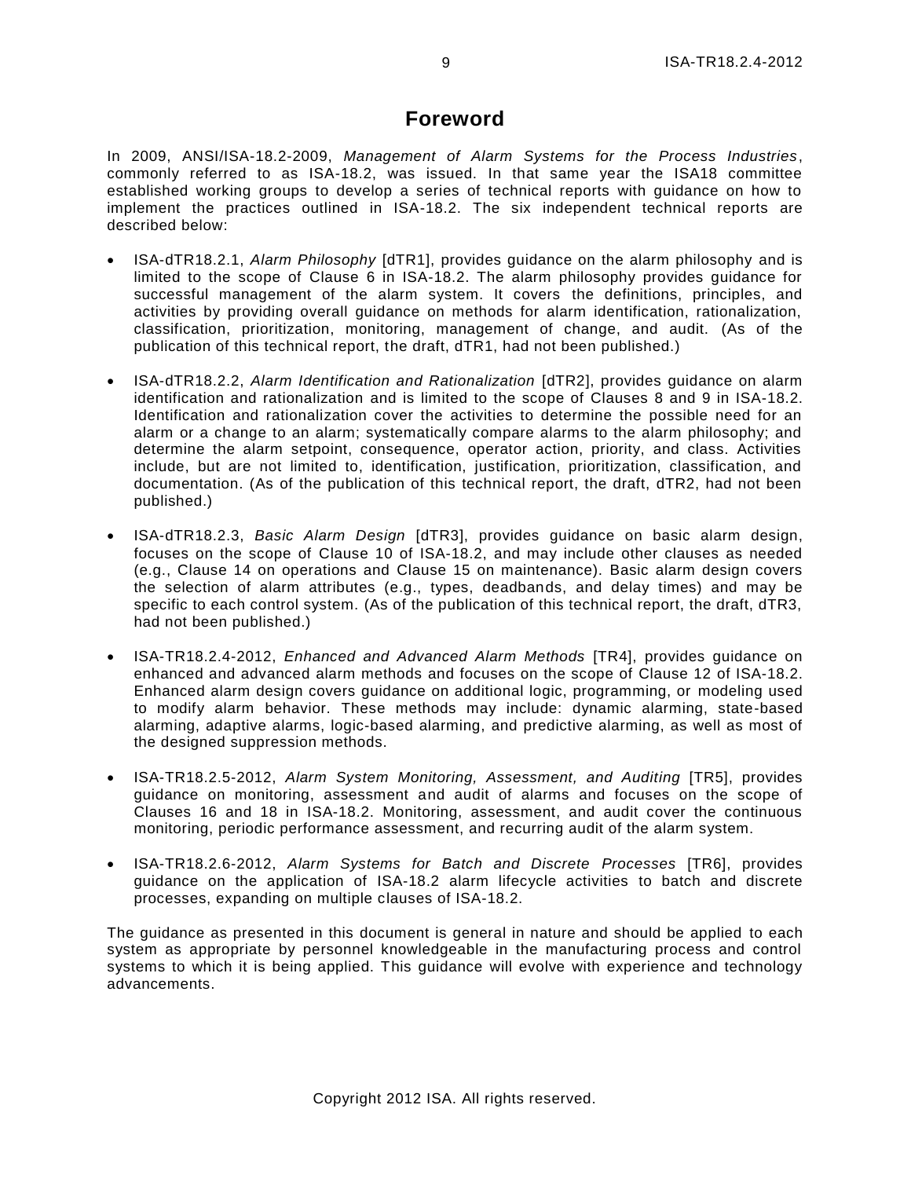# Foreword

In 2009, ANSI/ISA-18.2-2009, *Management of Alarm Systems for the Process Industries*, commonly referred to as ISA-18.2, was issued. In that same year the ISA18 committee established working groups to develop a series of technical reports with guidance on how to implement the practices outlined in ISA-18.2. The six independent technical reports are described below:

- ISA-dTR18.2.1, *Alarm Philosophy* [dTR1], provides guidance on the alarm philosophy and is limited to the scope of Clause 6 in ISA-18.2. The alarm philosophy provides guidance for successful management of the alarm system. It covers the definitions, principles, and activities by providing overall guidance on methods for alarm identification, rationalization, classification, prioritization, monitoring, management of change, and audit. (As of the publication of this technical report, the draft, dTR1, had not been published.)

- ISA-dTR18.2.2, *Alarm Identification and Rationalization* [dTR2], provides guidance on alarm identification and rationalization and is limited to the scope of Clauses 8 and 9 in ISA-18.2. Identification and rationalization cover the activities to determine the possible need for an alarm or a change to an alarm; systematically compare alarms to the alarm philosophy; and determine the alarm setpoint, consequence, operator action, priority, and class. Activities include, but are not limited to, identification, justification, prioritization, classification, and documentation. (As of the publication of this technical report, the draft, dTR2, had not been published.)

- ISA-dTR18.2.3, *Basic Alarm Design* [dTR3], provides guidance on basic alarm design, focuses on the scope of Clause 10 of ISA-18.2, and may include other clauses as needed (e.g., Clause 14 on operations and Clause 15 on maintenance). Basic alarm design covers the selection of alarm attributes (e.g., types, deadbands, and delay times) and may be specific to each control system. (As of the publication of this technical report, the draft, dTR3, had not been published.)

- ISA-TR18.2.4-2012, *Enhanced and Advanced Alarm Methods* [TR4], provides guidance on enhanced and advanced alarm methods and focuses on the scope of Clause 12 of ISA-18.2. Enhanced alarm design covers guidance on additional logic, programming, or modeling used to modify alarm behavior. These methods may include: dynamic alarming, state-based alarming, adaptive alarms, logic-based alarming, and predictive alarming, as well as most of the designed suppression methods.

- ISA-TR18.2.5-2012, *Alarm System Monitoring, Assessment, and Auditing* [TR5], provides guidance on monitoring, assessment and audit of alarms and focuses on the scope of Clauses 16 and 18 in ISA-18.2. Monitoring, assessment, and audit cover the continuous monitoring, periodic performance assessment, and recurring audit of the alarm system.

- ISA-TR18.2.6-2012, *Alarm Systems for Batch and Discrete Processes* [TR6], provides guidance on the application of ISA-18.2 alarm lifecycle activities to batch and discrete processes, expanding on multiple clauses of ISA-18.2.

The guidance as presented in this document is general in nature and should be applied to each system as appropriate by personnel knowledgeable in the manufacturing process and control systems to which it is being applied. This guidance will evolve with experience and technology advancements.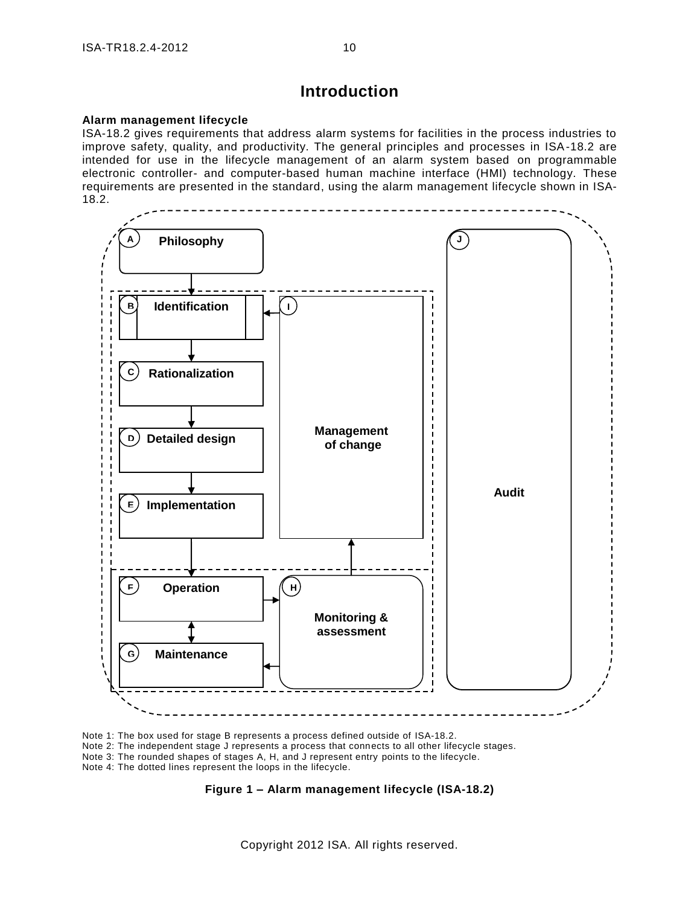# Introduction

**Alarm management lifecycle**

ISA-18.2 gives requirements that address alarm systems for facilities in the process industries to improve safety, quality, and productivity. The general principles and processes in ISA-18.2 are intended for use in the lifecycle management of an alarm system based on programmable electronic controller- and computer-based human machine interface (HMI) technology. These requirements are presented in the standard, using the alarm management lifecycle shown in ISA-18.2.

A Philosophy

B Identification

C Rationalization

D Detailed design

E Implementation

F Operation

G Maintenance

H Monitoring & assessment

I Management of change

J Audit

Note 1: The box used for stage B represents a process defined outside of ISA-18.2.

Note 2: The independent stage J represents a process that connects to all other lifecycle stages.

Note 3: The rounded shapes of stages A, H, and J represent entry points to the lifecycle.

Note 4: The dotted lines represent the loops in the lifecycle.

**Figure 1 – Alarm management lifecycle (ISA-18.2)**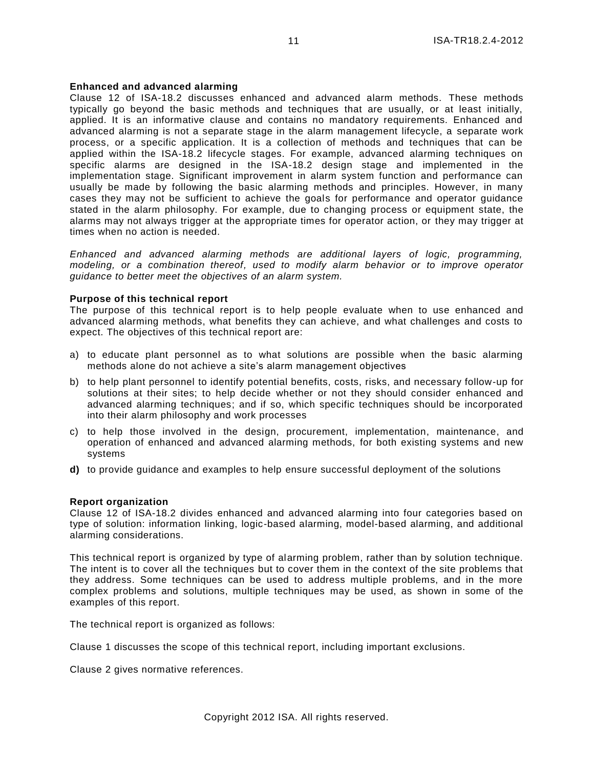**Enhanced and advanced alarming**

Clause 12 of ISA-18.2 discusses enhanced and advanced alarm methods. These methods typically go beyond the basic methods and techniques that are usually, or at least initially, applied. It is an informative clause and contains no mandatory requirements. Enhanced and advanced alarming is not a separate stage in the alarm management lifecycle, a separate work process, or a specific application. It is a collection of methods and techniques that can be applied within the ISA-18.2 lifecycle stages. For example, advanced alarming techniques on specific alarms are designed in the ISA-18.2 design stage and implemented in the implementation stage. Significant improvement in alarm system function and performance can usually be made by following the basic alarming methods and principles. However, in many cases they may not be sufficient to achieve the goals for performance and operator guidance stated in the alarm philosophy. For example, due to changing process or equipment state, the alarms may not always trigger at the appropriate times for operator action, or they may trigger at times when no action is needed.

*Enhanced and advanced alarming methods are additional layers of logic, programming, modeling, or a combination thereof, used to modify alarm behavior or to improve operator guidance to better meet the objectives of an alarm system.*

**Purpose of this technical report**

The purpose of this technical report is to help people evaluate when to use enhanced and advanced alarming methods, what benefits they can achieve, and what challenges and costs to expect. The objectives of this technical report are:

a) to educate plant personnel as to what solutions are possible when the basic alarming methods alone do not achieve a site's alarm management objectives

b) to help plant personnel to identify potential benefits, costs, risks, and necessary follow-up for solutions at their sites; to help decide whether or not they should consider enhanced and advanced alarming techniques; and if so, which specific techniques should be incorporated into their alarm philosophy and work processes

c) to help those involved in the design, procurement, implementation, maintenance, and operation of enhanced and advanced alarming methods, for both existing systems and new systems

**d)** to provide guidance and examples to help ensure successful deployment of the solutions

**Report organization**

Clause 12 of ISA-18.2 divides enhanced and advanced alarming into four categories based on type of solution: information linking, logic-based alarming, model-based alarming, and additional alarming considerations.

This technical report is organized by type of alarming problem, rather than by solution technique. The intent is to cover all the techniques but to cover them in the context of the site problems that they address. Some techniques can be used to address multiple problems, and in the more complex problems and solutions, multiple techniques may be used, as shown in some of the examples of this report.

The technical report is organized as follows:

Clause 1 discusses the scope of this technical report, including important exclusions.

Clause 2 gives normative references.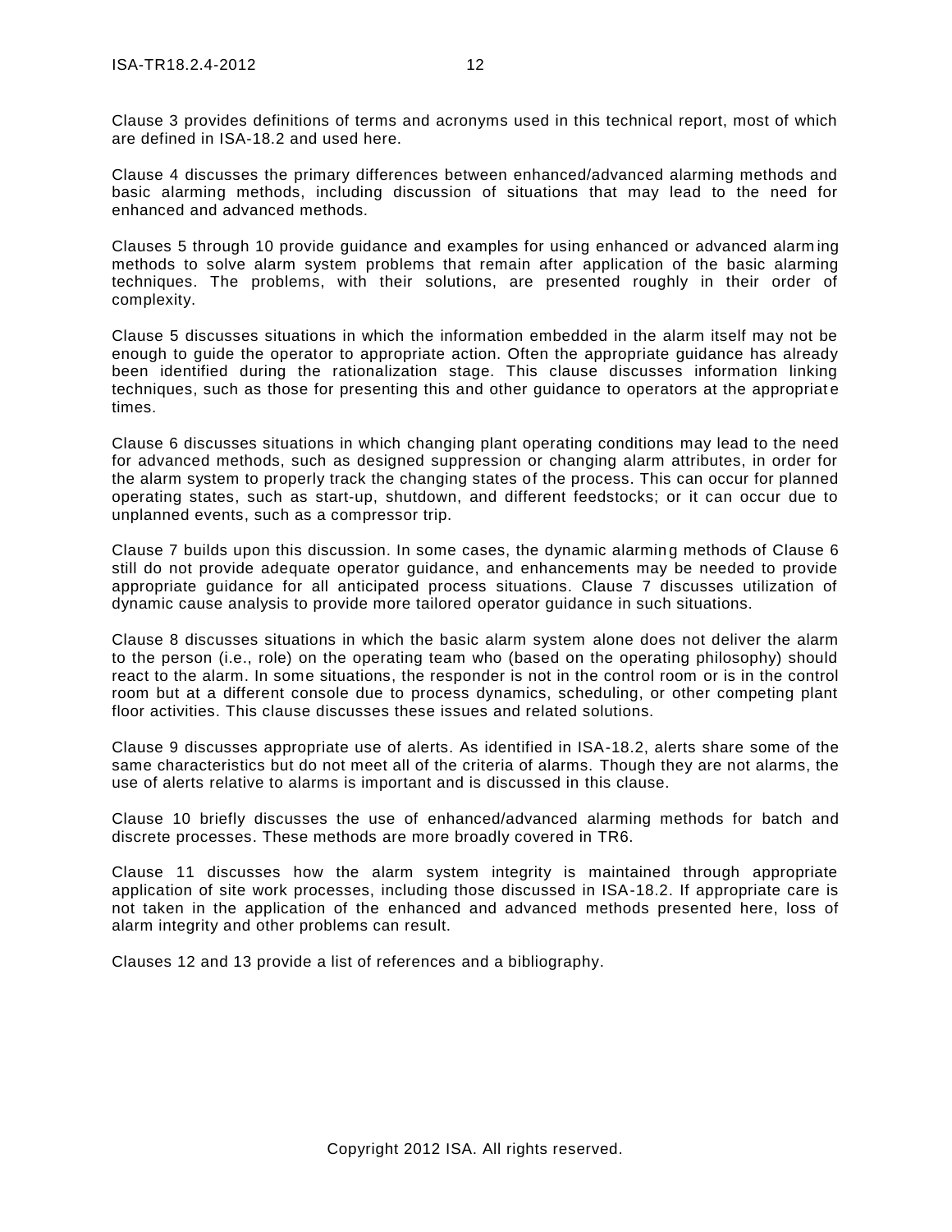Clause 3 provides definitions of terms and acronyms used in this technical report, most of which are defined in ISA-18.2 and used here.

Clause 4 discusses the primary differences between enhanced/advanced alarming methods and basic alarming methods, including discussion of situations that may lead to the need for enhanced and advanced methods.

Clauses 5 through 10 provide guidance and examples for using enhanced or advanced alarming methods to solve alarm system problems that remain after application of the basic alarming techniques. The problems, with their solutions, are presented roughly in their order of complexity.

Clause 5 discusses situations in which the information embedded in the alarm itself may not be enough to guide the operator to appropriate action. Often the appropriate guidance has already been identified during the rationalization stage. This clause discusses information linking techniques, such as those for presenting this and other guidance to operators at the appropriate times.

Clause 6 discusses situations in which changing plant operating conditions may lead to the need for advanced methods, such as designed suppression or changing alarm attributes, in order for the alarm system to properly track the changing states of the process. This can occur for planned operating states, such as start-up, shutdown, and different feedstocks; or it can occur due to unplanned events, such as a compressor trip.

Clause 7 builds upon this discussion. In some cases, the dynamic alarming methods of Clause 6 still do not provide adequate operator guidance, and enhancements may be needed to provide appropriate guidance for all anticipated process situations. Clause 7 discusses utilization of dynamic cause analysis to provide more tailored operator guidance in such situations.

Clause 8 discusses situations in which the basic alarm system alone does not deliver the alarm to the person (i.e., role) on the operating team who (based on the operating philosophy) should react to the alarm. In some situations, the responder is not in the control room or is in the control room but at a different console due to process dynamics, scheduling, or other competing plant floor activities. This clause discusses these issues and related solutions.

Clause 9 discusses appropriate use of alerts. As identified in ISA-18.2, alerts share some of the same characteristics but do not meet all of the criteria of alarms. Though they are not alarms, the use of alerts relative to alarms is important and is discussed in this clause.

Clause 10 briefly discusses the use of enhanced/advanced alarming methods for batch and discrete processes. These methods are more broadly covered in TR6.

Clause 11 discusses how the alarm system integrity is maintained through appropriate application of site work processes, including those discussed in ISA-18.2. If appropriate care is not taken in the application of the enhanced and advanced methods presented here, loss of alarm integrity and other problems can result.

Clauses 12 and 13 provide a list of references and a bibliography.